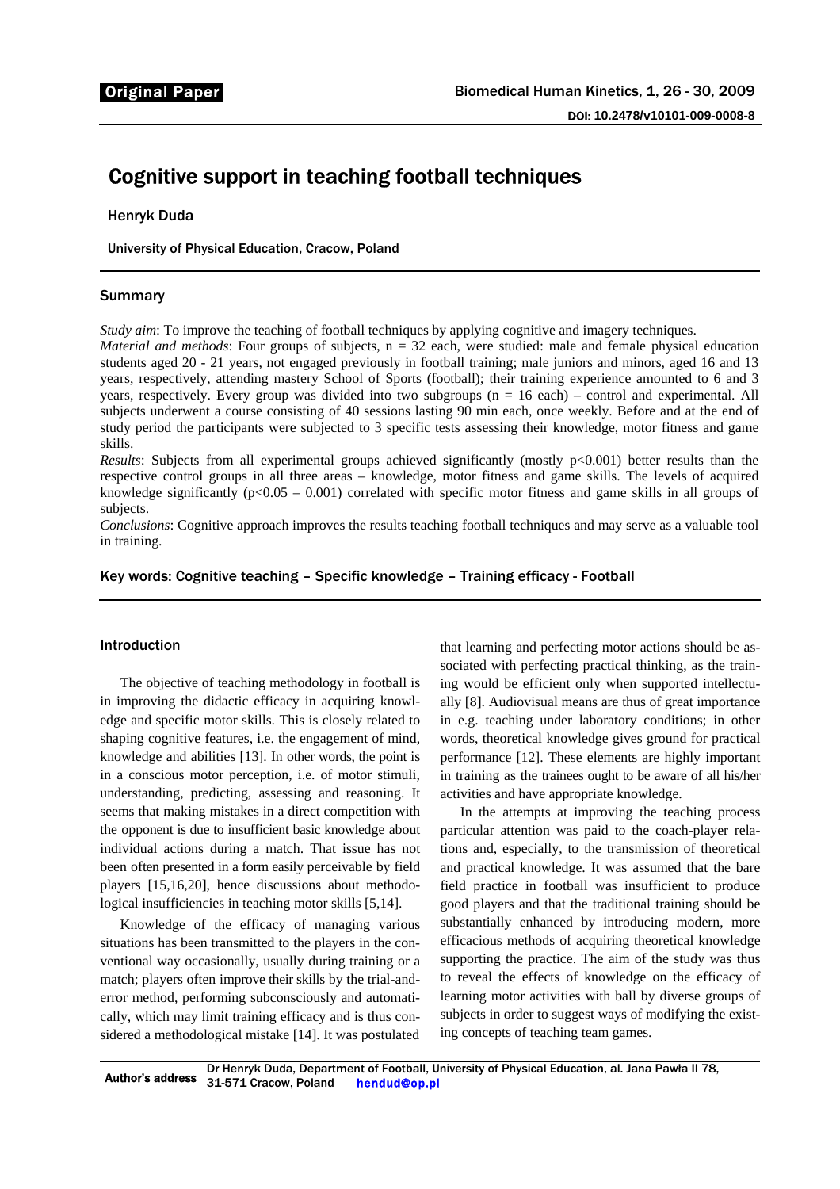Original Paper

DOI: 10.2478/v10101-009-0008-8

# Cognitive support in teaching football techniques

Henryk Duda

University of Physical Education, Cracow, Poland

## Summary

*Study aim*: To improve the teaching of football techniques by applying cognitive and imagery techniques.

*Material and methods*: Four groups of subjects, n = 32 each, were studied: male and female physical education students aged 20 - 21 years, not engaged previously in football training; male juniors and minors, aged 16 and 13 years, respectively, attending mastery School of Sports (football); their training experience amounted to 6 and 3 years, respectively. Every group was divided into two subgroups (n = 16 each) – control and experimental. All subjects underwent a course consisting of 40 sessions lasting 90 min each, once weekly. Before and at the end of study period the participants were subjected to 3 specific tests assessing their knowledge, motor fitness and game skills.

*Results*: Subjects from all experimental groups achieved significantly (mostly $p<0.001$) better results than the respective control groups in all three areas – knowledge, motor fitness and game skills. The levels of acquired knowledge significantly ($p<0.05$ – 0.001) correlated with specific motor fitness and game skills in all groups of subjects.

*Conclusions*: Cognitive approach improves the results teaching football techniques and may serve as a valuable tool in training.

**Key words: Cognitive teaching – Specific knowledge – Training efficacy - Football**

## Introduction

The objective of teaching methodology in football is in improving the didactic efficacy in acquiring knowledge and specific motor skills. This is closely related to shaping cognitive features, i.e. the engagement of mind, knowledge and abilities [13]. In other words, the point is in a conscious motor perception, i.e. of motor stimuli, understanding, predicting, assessing and reasoning. It seems that making mistakes in a direct competition with the opponent is due to insufficient basic knowledge about individual actions during a match. That issue has not been often presented in a form easily perceivable by field players [15,16,20], hence discussions about methodological insufficiencies in teaching motor skills [5,14].

Knowledge of the efficacy of managing various situations has been transmitted to the players in the conventional way occasionally, usually during training or a match; players often improve their skills by the trial-and-error method, performing subconsciously and automatically, which may limit training efficacy and is thus considered a methodological mistake [14]. It was postulated that learning and perfecting motor actions should be associated with perfecting practical thinking, as the training would be efficient only when supported intellectually [8]. Audiovisual means are thus of great importance in e.g. teaching under laboratory conditions; in other words, theoretical knowledge gives ground for practical performance [12]. These elements are highly important in training as the trainees ought to be aware of all his/her activities and have appropriate knowledge.

In the attempts at improving the teaching process particular attention was paid to the coach-player relations and, especially, to the transmission of theoretical and practical knowledge. It was assumed that the bare field practice in football was insufficient to produce good players and that the traditional training should be substantially enhanced by introducing modern, more efficacious methods of acquiring theoretical knowledge supporting the practice. The aim of the study was thus to reveal the effects of knowledge on the efficacy of learning motor activities with ball by diverse groups of subjects in order to suggest ways of modifying the existing concepts of teaching team games.

Author's address: Dr Henryk Duda, Department of Football, University of Physical Education, al. Jana Pawła II 78, 31-571 Cracow, Poland hendud@op.pl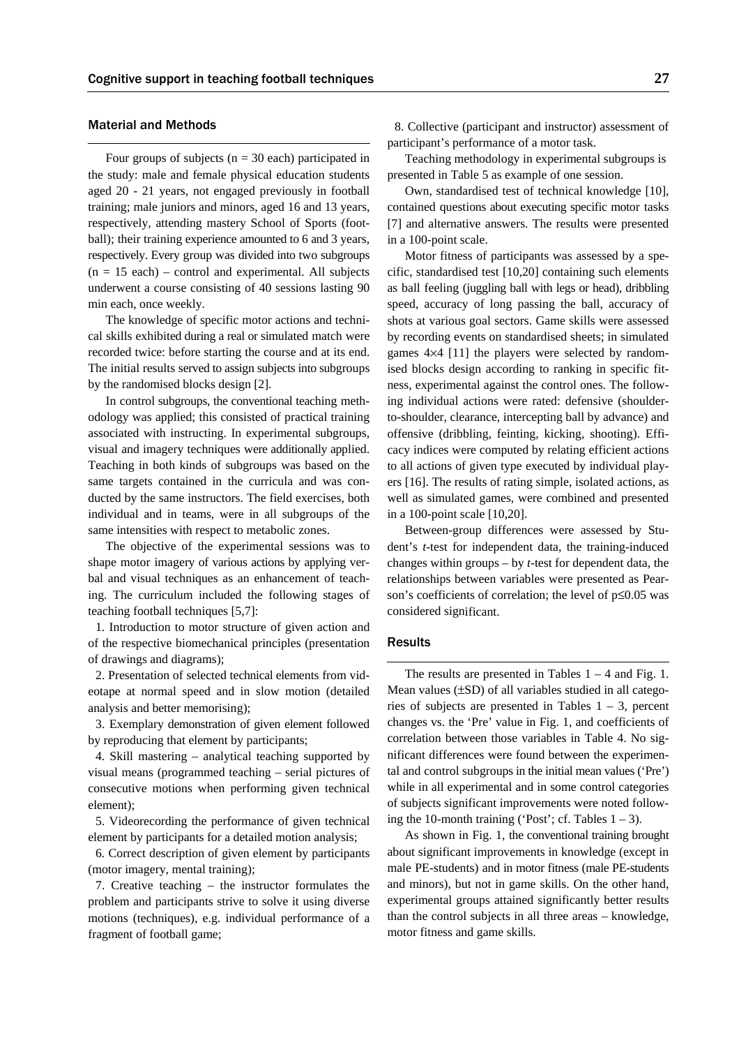## Material and Methods

Four groups of subjects ($n = 30$ each) participated in the study: male and female physical education students aged 20 - 21 years, not engaged previously in football training; male juniors and minors, aged 16 and 13 years, respectively, attending mastery School of Sports (football); their training experience amounted to 6 and 3 years, respectively. Every group was divided into two subgroups ($n = 15$ each) – control and experimental. All subjects underwent a course consisting of 40 sessions lasting 90 min each, once weekly.

The knowledge of specific motor actions and technical skills exhibited during a real or simulated match were recorded twice: before starting the course and at its end. The initial results served to assign subjects into subgroups by the randomised blocks design [2].

In control subgroups, the conventional teaching methodology was applied; this consisted of practical training associated with instructing. In experimental subgroups, visual and imagery techniques were additionally applied. Teaching in both kinds of subgroups was based on the same targets contained in the curricula and was conducted by the same instructors. The field exercises, both individual and in teams, were in all subgroups of the same intensities with respect to metabolic zones.

The objective of the experimental sessions was to shape motor imagery of various actions by applying verbal and visual techniques as an enhancement of teaching. The curriculum included the following stages of teaching football techniques [5,7]:

1. Introduction to motor structure of given action and of the respective biomechanical principles (presentation of drawings and diagrams);
2. Presentation of selected technical elements from videotape at normal speed and in slow motion (detailed analysis and better memorising);
3. Exemplary demonstration of given element followed by reproducing that element by participants;
4. Skill mastering – analytical teaching supported by visual means (programmed teaching – serial pictures of consecutive motions when performing given technical element);
5. Videorecording the performance of given technical element by participants for a detailed motion analysis;
6. Correct description of given element by participants (motor imagery, mental training);
7. Creative teaching – the instructor formulates the problem and participants strive to solve it using diverse motions (techniques), e.g. individual performance of a fragment of football game;
8. Collective (participant and instructor) assessment of participant's performance of a motor task.

Teaching methodology in experimental subgroups is presented in Table 5 as example of one session.

Own, standardised test of technical knowledge [10], contained questions about executing specific motor tasks [7] and alternative answers. The results were presented in a 100-point scale.

Motor fitness of participants was assessed by a specific, standardised test [10,20] containing such elements as ball feeling (juggling ball with legs or head), dribbling speed, accuracy of long passing the ball, accuracy of shots at various goal sectors. Game skills were assessed by recording events on standardised sheets; in simulated games 4×4 [11] the players were selected by randomised blocks design according to ranking in specific fitness, experimental against the control ones. The following individual actions were rated: defensive (shoulder-to-shoulder, clearance, intercepting ball by advance) and offensive (dribbling, feinting, kicking, shooting). Efficacy indices were computed by relating efficient actions to all actions of given type executed by individual players [16]. The results of rating simple, isolated actions, as well as simulated games, were combined and presented in a 100-point scale [10,20].

Between-group differences were assessed by Student's *t*-test for independent data, the training-induced changes within groups – by *t*-test for dependent data, the relationships between variables were presented as Pearson's coefficients of correlation; the level of $p \leq 0.05$ was considered significant.

## Results

The results are presented in Tables 1 – 4 and Fig. 1. Mean values (±SD) of all variables studied in all categories of subjects are presented in Tables 1 – 3, percent changes vs. the 'Pre' value in Fig. 1, and coefficients of correlation between those variables in Table 4. No significant differences were found between the experimental and control subgroups in the initial mean values ('Pre') while in all experimental and in some control categories of subjects significant improvements were noted following the 10-month training ('Post'; cf. Tables 1 – 3).

As shown in Fig. 1, the conventional training brought about significant improvements in knowledge (except in male PE-students) and in motor fitness (male PE-students and minors), but not in game skills. On the other hand, experimental groups attained significantly better results than the control subjects in all three areas – knowledge, motor fitness and game skills.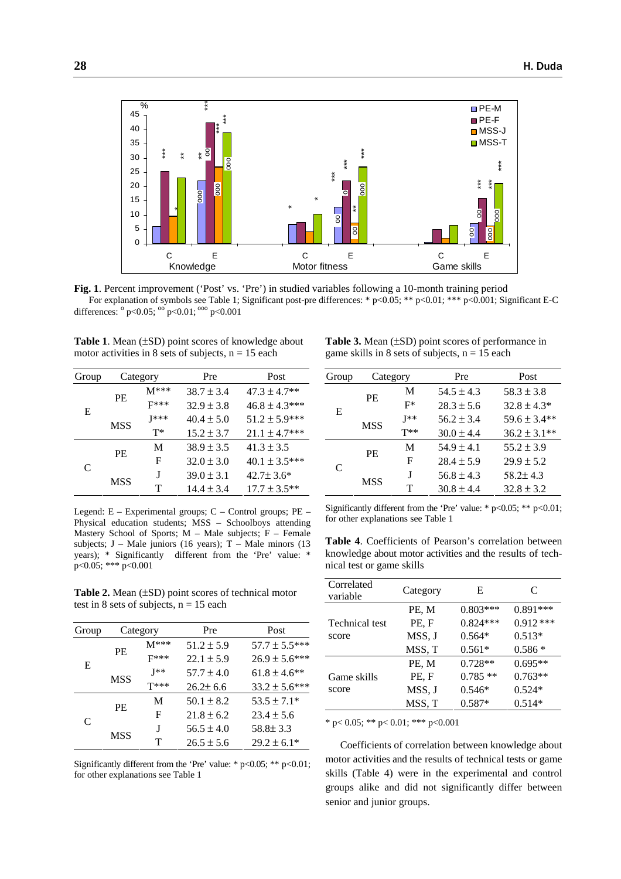**Fig. 1**. Percent improvement ('Post' vs. 'Pre') in studied variables following a 10-month training period

For explanation of symbols see Table 1; Significant post-pre differences: * p<0.05; ** p<0.01; *** p<0.001; Significant E-C differences: $^{o}$ p<0.05; $^{oo}$ p<0.01; $^{ooo}$ p<0.001

**Table 1**. Mean (±SD) point scores of knowledge about motor activities in 8 sets of subjects, n = 15 each

| Group | Category | | Pre | Post |
|---|---|---|---|---|
| E | PE | M*** | 38.7 ± 3.4 | 47.3 ± 4.7** |
| | | F*** | 32.9 ± 3.8 | 46.8 ± 4.3*** |
| | MSS | J*** | 40.4 ± 5.0 | 51.2 ± 5.9*** |
| | | T* | 15.2 ± 3.7 | 21.1 ± 4.7*** |
| C | PE | M | 38.9 ± 3.5 | 41.3 ± 3.5 |
| | | F | 32.0 ± 3.0 | 40.1 ± 3.5*** |
| | MSS | J | 39.0 ± 3.1 | 42.7± 3.6* |
| | | T | 14.4 ± 3.4 | 17.7 ± 3.5** |

Legend: E – Experimental groups; C – Control groups; PE – Physical education students; MSS – Schoolboys attending Mastery School of Sports; M – Male subjects; F – Female subjects; J – Male juniors (16 years); T – Male minors (13 years); * Significantly different from the 'Pre' value: * p<0.05; *** p<0.001

**Table 2.** Mean (±SD) point scores of technical motor test in 8 sets of subjects, n = 15 each

| Group | Category | | Pre | Post |
|---|---|---|---|---|
| E | PE | M*** | 51.2 ± 5.9 | 57.7 ± 5.5*** |
| | | F*** | 22.1 ± 5.9 | 26.9 ± 5.6*** |
| | MSS | J** | 57.7 ± 4.0 | 61.8 ± 4.6** |
| | | T*** | 26.2± 6.6 | 33.2 ± 5.6*** |
| C | PE | M | 50.1 ± 8.2 | 53.5 ± 7.1* |
| | | F | 21.8 ± 6.2 | 23.4 ± 5.6 |
| | MSS | J | 56.5 ± 4.0 | 58.8± 3.3 |
| | | T | 26.5 ± 5.6 | 29.2 ± 6.1* |

Significantly different from the 'Pre' value: * p<0.05; ** p<0.01; for other explanations see Table 1

**Table 3.** Mean (±SD) point scores of performance in game skills in 8 sets of subjects, n = 15 each

| Group | Category | | Pre | Post |
|---|---|---|---|---|
| E | PE | M | 54.5 ± 4.3 | 58.3 ± 3.8 |
| | | F* | 28.3 ± 5.6 | 32.8 ± 4.3* |
| | MSS | J** | 56.2 ± 3.4 | 59.6 ± 3.4** |
| | | T** | 30.0 ± 4.4 | 36.2 ± 3.1** |
| C | PE | M | 54.9 ± 4.1 | 55.2 ± 3.9 |
| | | F | 28.4 ± 5.9 | 29.9 ± 5.2 |
| | MSS | J | 56.8 ± 4.3 | 58.2± 4.3 |
| | | T | 30.8 ± 4.4 | 32.8 ± 3.2 |

Significantly different from the 'Pre' value: * p<0.05; ** p<0.01; for other explanations see Table 1

**Table 4**. Coefficients of Pearson's correlation between knowledge about motor activities and the results of technical test or game skills

| Correlated variable | Category | E | C |
|---|---|---|---|
| Technical test score | PE, M | 0.803*** | 0.891*** |
| | PE, F | 0.824*** | 0.912 *** |
| | MSS, J | 0.564* | 0.513* |
| | MSS, T | 0.561* | 0.586 * |
| Game skills score | PE, M | 0.728** | 0.695** |
| | PE, F | 0.785 ** | 0.763** |
| | MSS, J | 0.546* | 0.524* |
| | MSS, T | 0.587* | 0.514* |

* p< 0.05; ** p< 0.01; *** p<0.001

Coefficients of correlation between knowledge about motor activities and the results of technical tests or game skills (Table 4) were in the experimental and control groups alike and did not significantly differ between senior and junior groups.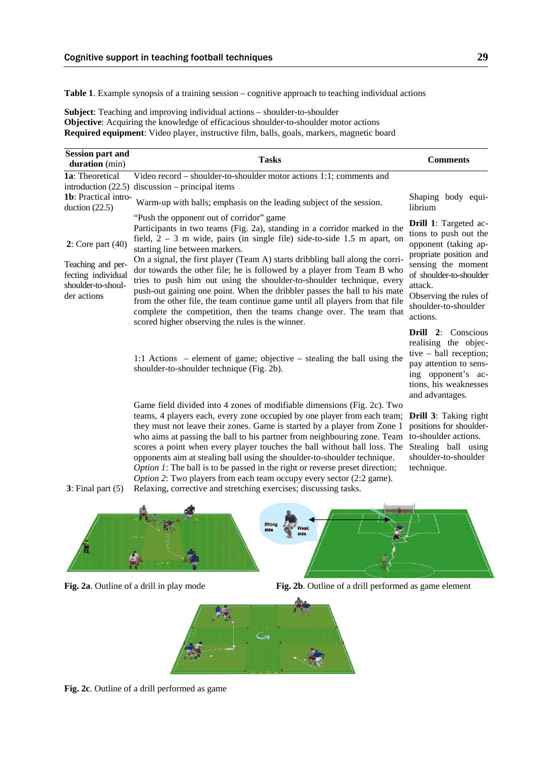**Table 1**. Example synopsis of a training session – cognitive approach to teaching individual actions

**Subject**: Teaching and improving individual actions – shoulder-to-shoulder
**Objective**: Acquiring the knowledge of efficacious shoulder-to-shoulder motor actions
**Required equipment**: Video player, instructive film, balls, goals, markers, magnetic board

| Session part and duration (min) | Tasks | Comments |
|---|---|---|
| **1a**: Theoretical introduction (22.5) | Video record – shoulder-to-shoulder motor actions 1:1; comments and discussion – principal items | |
| **1b**: Practical introduction (22.5) | Warm-up with balls; emphasis on the leading subject of the session. | Shaping body equilibrium |
| **2**: Core part (40) Teaching and perfecting individual shoulder-to-shoulder actions | "Push the opponent out of corridor" game Participants in two teams (Fig. 2a), standing in a corridor marked in the field, 2 – 3 m wide, pairs (in single file) side-to-side 1.5 m apart, on starting line between markers. On a signal, the first player (Team A) starts dribbling ball along the corridor towards the other file; he is followed by a player from Team B who tries to push him out using the shoulder-to-shoulder technique, every push-out gaining one point. When the dribbler passes the ball to his mate from the other file, the team continue game until all players from that file complete the competition, then the teams change over. The team that scored higher observing the rules is the winner. | **Drill 1**: Targeted actions to push out the opponent (taking appropriate position and sensing the moment of shoulder-to-shoulder attack. Observing the rules of shoulder-to-shoulder actions. |
| | 1:1 Actions – element of game; objective – stealing the ball using the shoulder-to-shoulder technique (Fig. 2b). | **Drill 2**: Conscious realising the objective – ball reception; pay attention to sensing opponent's actions, his weaknesses and advantages. |
| | Game field divided into 4 zones of modifiable dimensions (Fig. 2c). Two teams, 4 players each, every zone occupied by one player from each team; they must not leave their zones. Game is started by a player from Zone 1 who aims at passing the ball to his partner from neighbouring zone. Team scores a point when every player touches the ball without ball loss. The opponents aim at stealing ball using the shoulder-to-shoulder technique. *Option 1*: The ball is to be passed in the right or reverse preset direction; *Option 2*: Two players from each team occupy every sector (2:2 game). | **Drill 3**: Taking right positions for shoulder-to-shoulder actions. Stealing ball using shoulder-to-shoulder technique. |
| **3**: Final part (5) | Relaxing, corrective and stretching exercises; discussing tasks. | |

**Fig. 2a**. Outline of a drill in play mode

**Fig. 2b**. Outline of a drill performed as game element

**Fig. 2c**. Outline of a drill performed as game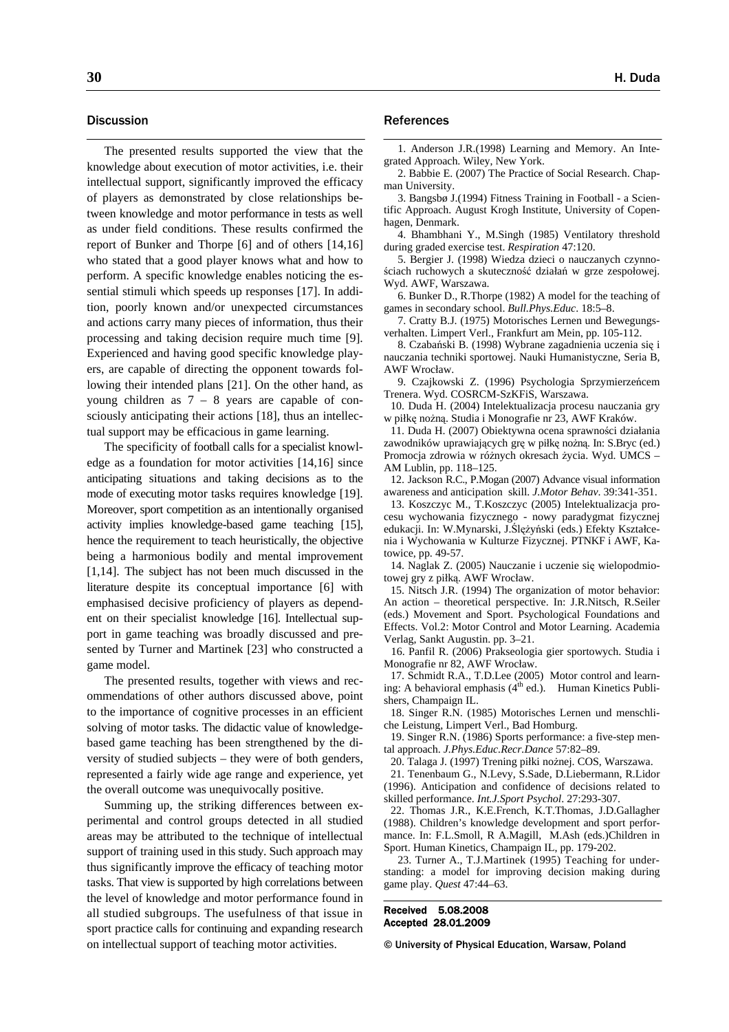## Discussion

The presented results supported the view that the knowledge about execution of motor activities, i.e. their intellectual support, significantly improved the efficacy of players as demonstrated by close relationships between knowledge and motor performance in tests as well as under field conditions. These results confirmed the report of Bunker and Thorpe [6] and of others [14,16] who stated that a good player knows what and how to perform. A specific knowledge enables noticing the essential stimuli which speeds up responses [17]. In addition, poorly known and/or unexpected circumstances and actions carry many pieces of information, thus their processing and taking decision require much time [9]. Experienced and having good specific knowledge players, are capable of directing the opponent towards following their intended plans [21]. On the other hand, as young children as 7 – 8 years are capable of consciously anticipating their actions [18], thus an intellectual support may be efficacious in game learning.

The specificity of football calls for a specialist knowledge as a foundation for motor activities [14,16] since anticipating situations and taking decisions as to the mode of executing motor tasks requires knowledge [19]. Moreover, sport competition as an intentionally organised activity implies knowledge-based game teaching [15], hence the requirement to teach heuristically, the objective being a harmonious bodily and mental improvement [1,14]. The subject has not been much discussed in the literature despite its conceptual importance [6] with emphasised decisive proficiency of players as dependent on their specialist knowledge [16]. Intellectual support in game teaching was broadly discussed and presented by Turner and Martinek [23] who constructed a game model.

The presented results, together with views and recommendations of other authors discussed above, point to the importance of cognitive processes in an efficient solving of motor tasks. The didactic value of knowledge-based game teaching has been strengthened by the diversity of studied subjects – they were of both genders, represented a fairly wide age range and experience, yet the overall outcome was unequivocally positive.

Summing up, the striking differences between experimental and control groups detected in all studied areas may be attributed to the technique of intellectual support of training used in this study. Such approach may thus significantly improve the efficacy of teaching motor tasks. That view is supported by high correlations between the level of knowledge and motor performance found in all studied subgroups. The usefulness of that issue in sport practice calls for continuing and expanding research on intellectual support of teaching motor activities.

## References

1. Anderson J.R.(1998) Learning and Memory. An Integrated Approach. Wiley, New York.
2. Babbie E. (2007) The Practice of Social Research. Chapman University.
3. Bangsbø J.(1994) Fitness Training in Football - a Scientific Approach. August Krogh Institute, University of Copenhagen, Denmark.
4. Bhambhani Y., M.Singh (1985) Ventilatory threshold during graded exercise test. *Respiration* 47:120.
5. Bergier J. (1998) Wiedza dzieci o nauczanych czynnościach ruchowych a skuteczność działań w grze zespołowej. Wyd. AWF, Warszawa.
6. Bunker D., R.Thorpe (1982) A model for the teaching of games in secondary school. *Bull.Phys.Educ*. 18:5–8.
7. Cratty B.J. (1975) Motorisches Lernen und Bewegungsverhalten. Limpert Verl., Frankfurt am Mein, pp. 105-112.
8. Czabański B. (1998) Wybrane zagadnienia uczenia się i nauczania techniki sportowej. Nauki Humanistyczne, Seria B, AWF Wrocław.
9. Czajkowski Z. (1996) Psychologia Sprzymierzeńcem Trenera. Wyd. COSRCM-SzKFiS, Warszawa.
10. Duda H. (2004) Intelektualizacja procesu nauczania gry w piłkę nożną. Studia i Monografie nr 23, AWF Kraków.
11. Duda H. (2007) Obiektywna ocena sprawności działania zawodników uprawiających grę w piłkę nożną. In: S.Bryc (ed.) Promocja zdrowia w różnych okresach życia. Wyd. UMCS – AM Lublin, pp. 118–125.
12. Jackson R.C., P.Mogan (2007) Advance visual information awareness and anticipation skill. *J.Motor Behav*. 39:341-351.
13. Koszczyc M., T.Koszczyc (2005) Intelektualizacja procesu wychowania fizycznego - nowy paradygmat fizycznej edukacji. In: W.Mynarski, J.Ślężyński (eds.) Efekty Kształcenia i Wychowania w Kulturze Fizycznej. PTNKF i AWF, Katowice, pp. 49-57.
14. Naglak Z. (2005) Nauczanie i uczenie się wielopodmiotowej gry z piłką. AWF Wrocław.
15. Nitsch J.R. (1994) The organization of motor behavior: An action – theoretical perspective. In: J.R.Nitsch, R.Seiler (eds.) Movement and Sport. Psychological Foundations and Effects. Vol.2: Motor Control and Motor Learning. Academia Verlag, Sankt Augustin. pp. 3–21.
16. Panfil R. (2006) Prakseologia gier sportowych. Studia i Monografie nr 82, AWF Wrocław.
17. Schmidt R.A., T.D.Lee (2005) Motor control and learning: A behavioral emphasis (4th ed.). Human Kinetics Publishers, Champaign IL.
18. Singer R.N. (1985) Motorisches Lernen und menschliche Leistung, Limpert Verl., Bad Homburg.
19. Singer R.N. (1986) Sports performance: a five-step mental approach. *J.Phys.Educ.Recr.Dance* 57:82–89.
20. Talaga J. (1997) Trening piłki nożnej. COS, Warszawa.
21. Tenenbaum G., N.Levy, S.Sade, D.Liebermann, R.Lidor (1996). Anticipation and confidence of decisions related to skilled performance. *Int.J.Sport Psychol*. 27:293-307.
22. Thomas J.R., K.E.French, K.T.Thomas, J.D.Gallagher (1988). Children's knowledge development and sport performance. In: F.L.Smoll, R A.Magill, M.Ash (eds.)Children in Sport. Human Kinetics, Champaign IL, pp. 179-202.
23. Turner A., T.J.Martinek (1995) Teaching for understanding: a model for improving decision making during game play. *Quest* 47:44–63.

**Received 5.08.2008**
**Accepted 28.01.2009**

© University of Physical Education, Warsaw, Poland